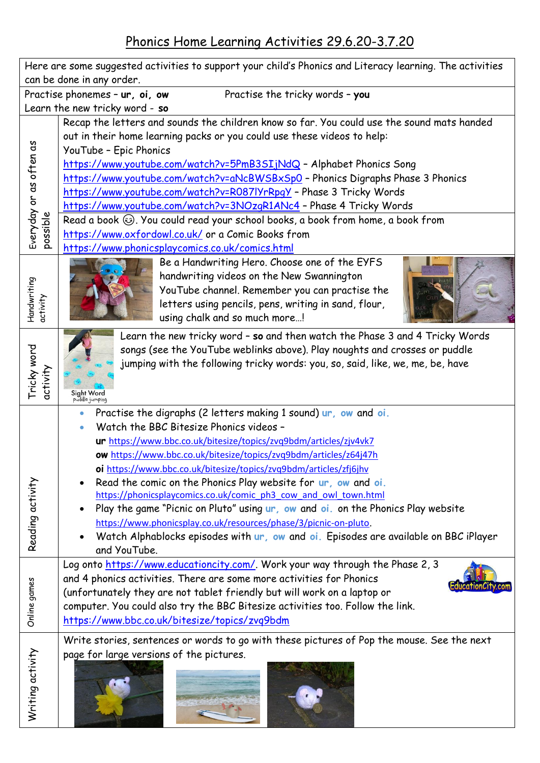# Phonics Home Learning Activities 29.6.20-3.7.20

Here are some suggested activities to support your child's Phonics and Literacy learning. The activities can be done in any order.

Practise phonemes – **ur, oi, ow** Practise the tricky words – **you**

Learn the new tricky word - **so**

| | |
|---|---|
| Everyday or as often as possible | Recap the letters and sounds the children know so far. You could use the sound mats handed out in their home learning packs or you could use these videos to help:<br>YouTube – Epic Phonics<br>https://www.youtube.com/watch?v=5PmB3SIjNdQ – Alphabet Phonics Song<br>https://www.youtube.com/watch?v=aNcBWSBxSp0 – Phonics Digraphs Phase 3 Phonics<br>https://www.youtube.com/watch?v=R087lYrRpgY – Phase 3 Tricky Words<br>https://www.youtube.com/watch?v=3NOzgR1ANc4 – Phase 4 Tricky Words<br>Read a book ☺. You could read your school books, a book from home, a book from https://www.oxfordowl.co.uk/ or a Comic Books from https://www.phonicsplaycomics.co.uk/comics.html |
| Handwriting activity | Be a Handwriting Hero. Choose one of the EYFS handwriting videos on the New Swannington YouTube channel. Remember you can practise the letters using pencils, pens, writing in sand, flour, using chalk and so much more…! |
| Tricky word activity | Learn the new tricky word – **so** and then watch the Phase 3 and 4 Tricky Words songs (see the YouTube weblinks above). Play noughts and crosses or puddle jumping with the following tricky words: you, so, said, like, we, me, be, have<br>Sight Word puddle jumping |
| Reading activity | • Practise the digraphs (2 letters making 1 sound) **ur, ow** and **oi.**<br>• Watch the BBC Bitesize Phonics videos –<br>**ur** https://www.bbc.co.uk/bitesize/topics/zvq9bdm/articles/zjv4vk7<br>**ow** https://www.bbc.co.uk/bitesize/topics/zvq9bdm/articles/z64j47h<br>**oi** https://www.bbc.co.uk/bitesize/topics/zvq9bdm/articles/zfj6jhv<br>• Read the comic on the Phonics Play website for **ur, ow** and **oi.**<br>https://phonicsplaycomics.co.uk/comic_ph3_cow_and_owl_town.html<br>• Play the game "Picnic on Pluto" using **ur, ow** and **oi.** on the Phonics Play website https://www.phonicsplay.co.uk/resources/phase/3/picnic-on-pluto.<br>• Watch Alphablocks episodes with **ur, ow** and **oi.** Episodes are available on BBC iPlayer and YouTube. |
| Online games | Log onto https://www.educationcity.com/. Work your way through the Phase 2, 3 and 4 phonics activities. There are some more activities for Phonics (unfortunately they are not tablet friendly but will work on a laptop or computer. You could also try the BBC Bitesize activities too. Follow the link. https://www.bbc.co.uk/bitesize/topics/zvq9bdm |
| Writing activity | Write stories, sentences or words to go with these pictures of Pop the mouse. See the next page for large versions of the pictures. |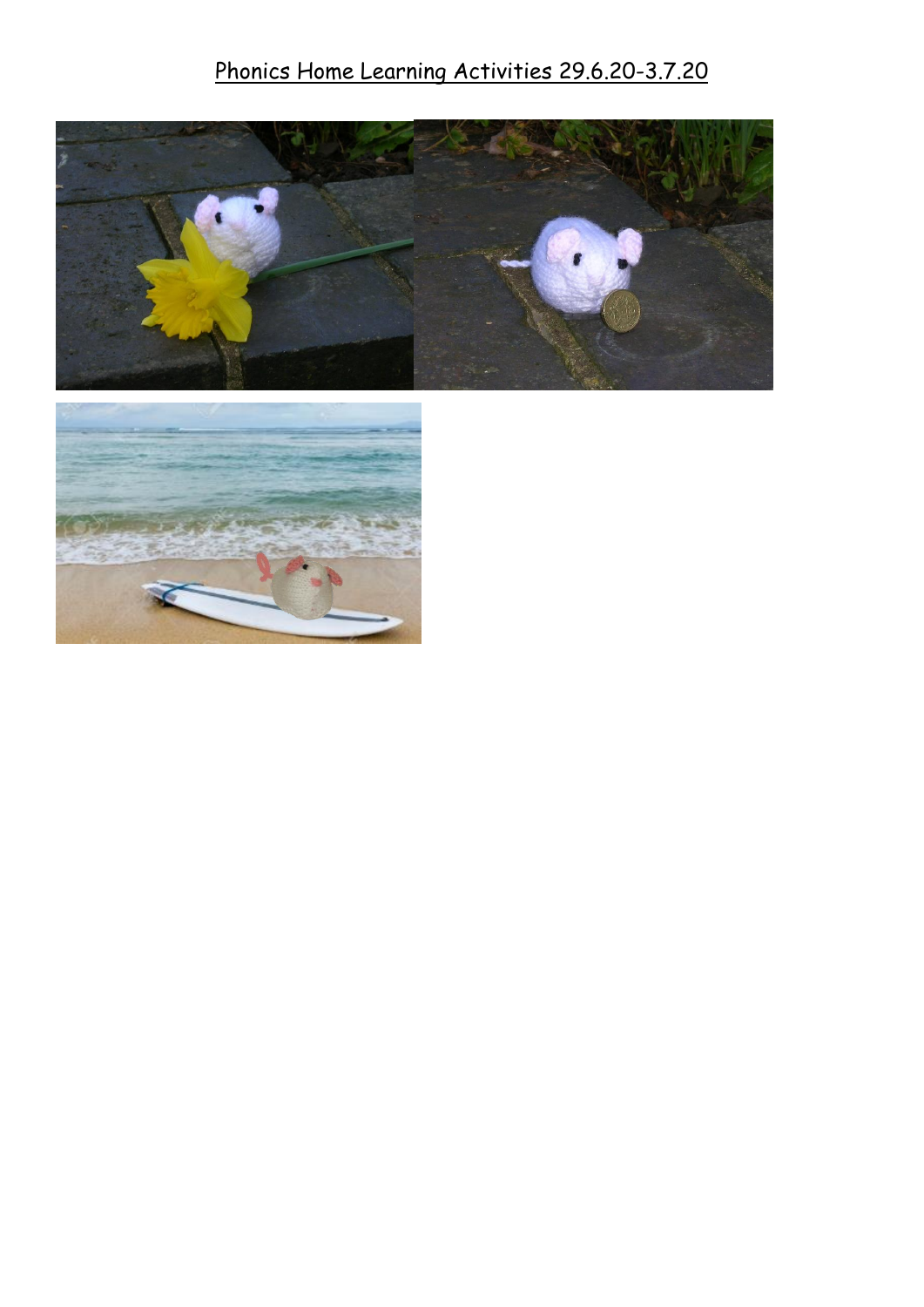Phonics Home Learning Activities 29.6.20-3.7.20